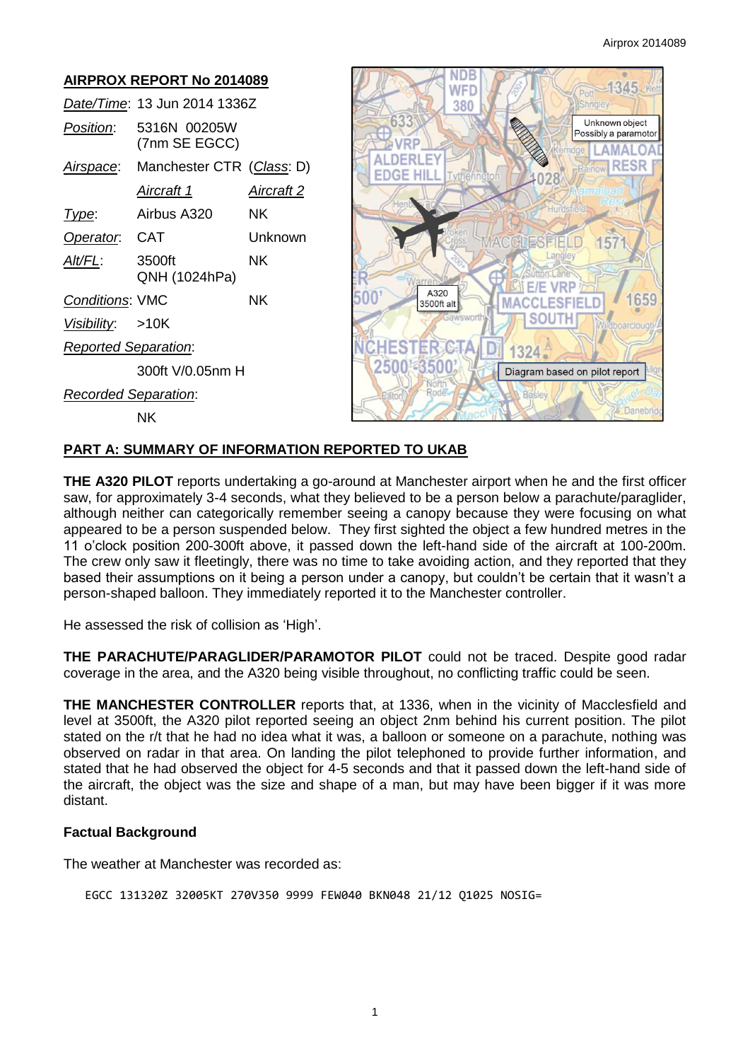# AIRPROX REPORT No 2014089

| | | |
|---|---|---|
| *Date/Time*: | 13 Jun 2014 1336Z | |
| *Position*: | 5316N 00205W (7nm SE EGCC) | |
| *Airspace*: | Manchester CTR (*Class*: D) | |
| | *Aircraft 1* | *Aircraft 2* |
| *Type*: | Airbus A320 | NK |
| *Operator*: | CAT | Unknown |
| *Alt/FL*: | 3500ft QNH (1024hPa) | NK |
| *Conditions*: | VMC | NK |
| *Visibility*: | >10K | |
| *Reported Separation*: | | |
| | 300ft V/0.05nm H | |
| *Recorded Separation*: | | |
| | NK | |

## PART A: SUMMARY OF INFORMATION REPORTED TO UKAB

**THE A320 PILOT** reports undertaking a go-around at Manchester airport when he and the first officer saw, for approximately 3-4 seconds, what they believed to be a person below a parachute/paraglider, although neither can categorically remember seeing a canopy because they were focusing on what appeared to be a person suspended below. They first sighted the object a few hundred metres in the 11 o'clock position 200-300ft above, it passed down the left-hand side of the aircraft at 100-200m. The crew only saw it fleetingly, there was no time to take avoiding action, and they reported that they based their assumptions on it being a person under a canopy, but couldn't be certain that it wasn't a person-shaped balloon. They immediately reported it to the Manchester controller.

He assessed the risk of collision as 'High'.

**THE PARACHUTE/PARAGLIDER/PARAMOTOR PILOT** could not be traced. Despite good radar coverage in the area, and the A320 being visible throughout, no conflicting traffic could be seen.

**THE MANCHESTER CONTROLLER** reports that, at 1336, when in the vicinity of Macclesfield and level at 3500ft, the A320 pilot reported seeing an object 2nm behind his current position. The pilot stated on the r/t that he had no idea what it was, a balloon or someone on a parachute, nothing was observed on radar in that area. On landing the pilot telephoned to provide further information, and stated that he had observed the object for 4-5 seconds and that it passed down the left-hand side of the aircraft, the object was the size and shape of a man, but may have been bigger if it was more distant.

### Factual Background

The weather at Manchester was recorded as:

```
EGCC 131320Z 32005KT 270V350 9999 FEW040 BKN048 21/12 Q1025 NOSIG=
```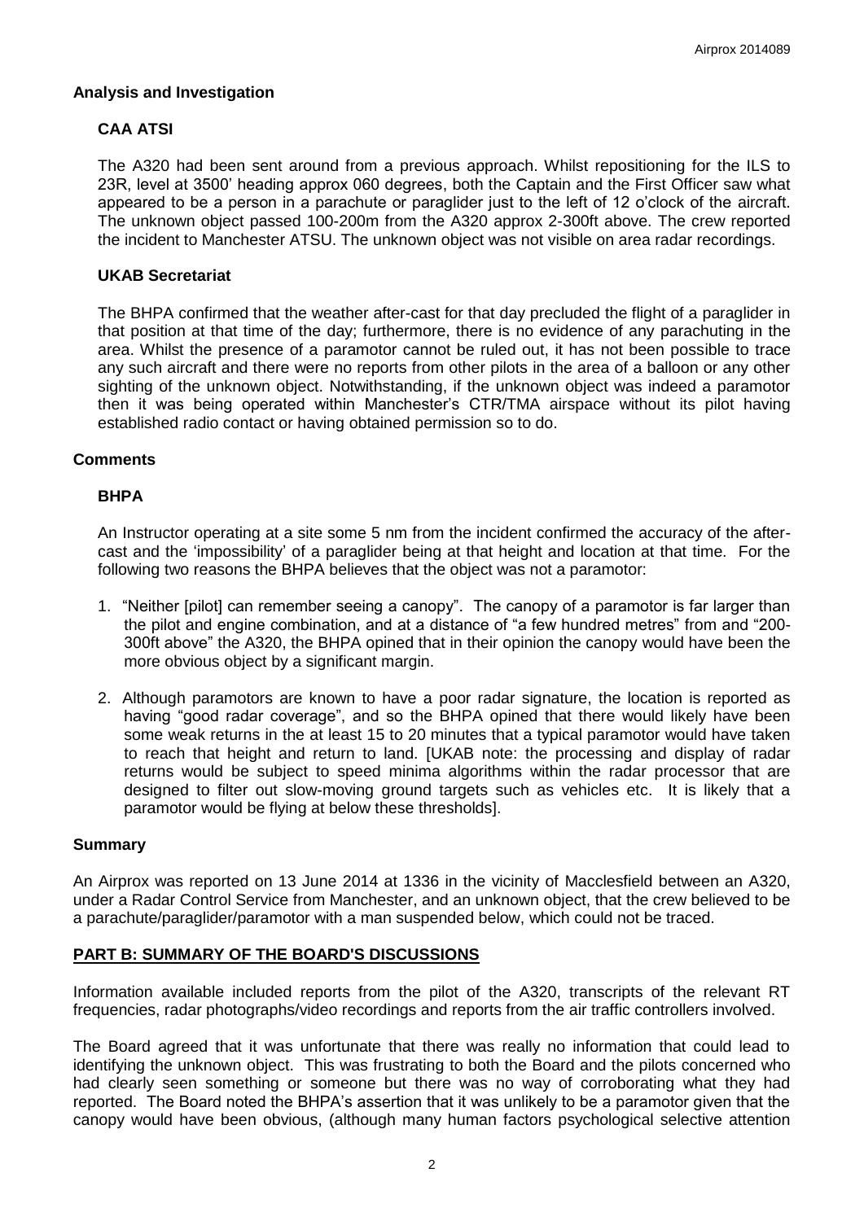## Analysis and Investigation

### CAA ATSI

The A320 had been sent around from a previous approach. Whilst repositioning for the ILS to 23R, level at 3500' heading approx 060 degrees, both the Captain and the First Officer saw what appeared to be a person in a parachute or paraglider just to the left of 12 o'clock of the aircraft. The unknown object passed 100-200m from the A320 approx 2-300ft above. The crew reported the incident to Manchester ATSU. The unknown object was not visible on area radar recordings.

### UKAB Secretariat

The BHPA confirmed that the weather after-cast for that day precluded the flight of a paraglider in that position at that time of the day; furthermore, there is no evidence of any parachuting in the area. Whilst the presence of a paramotor cannot be ruled out, it has not been possible to trace any such aircraft and there were no reports from other pilots in the area of a balloon or any other sighting of the unknown object. Notwithstanding, if the unknown object was indeed a paramotor then it was being operated within Manchester's CTR/TMA airspace without its pilot having established radio contact or having obtained permission so to do.

## Comments

### BHPA

An Instructor operating at a site some 5 nm from the incident confirmed the accuracy of the after-cast and the 'impossibility' of a paraglider being at that height and location at that time. For the following two reasons the BHPA believes that the object was not a paramotor:

1. "Neither [pilot] can remember seeing a canopy". The canopy of a paramotor is far larger than the pilot and engine combination, and at a distance of "a few hundred metres" from and "200-300ft above" the A320, the BHPA opined that in their opinion the canopy would have been the more obvious object by a significant margin.

2. Although paramotors are known to have a poor radar signature, the location is reported as having "good radar coverage", and so the BHPA opined that there would likely have been some weak returns in the at least 15 to 20 minutes that a typical paramotor would have taken to reach that height and return to land. [UKAB note: the processing and display of radar returns would be subject to speed minima algorithms within the radar processor that are designed to filter out slow-moving ground targets such as vehicles etc. It is likely that a paramotor would be flying at below these thresholds].

## Summary

An Airprox was reported on 13 June 2014 at 1336 in the vicinity of Macclesfield between an A320, under a Radar Control Service from Manchester, and an unknown object, that the crew believed to be a parachute/paraglider/paramotor with a man suspended below, which could not be traced.

## PART B: SUMMARY OF THE BOARD'S DISCUSSIONS

Information available included reports from the pilot of the A320, transcripts of the relevant RT frequencies, radar photographs/video recordings and reports from the air traffic controllers involved.

The Board agreed that it was unfortunate that there was really no information that could lead to identifying the unknown object. This was frustrating to both the Board and the pilots concerned who had clearly seen something or someone but there was no way of corroborating what they had reported. The Board noted the BHPA's assertion that it was unlikely to be a paramotor given that the canopy would have been obvious, (although many human factors psychological selective attention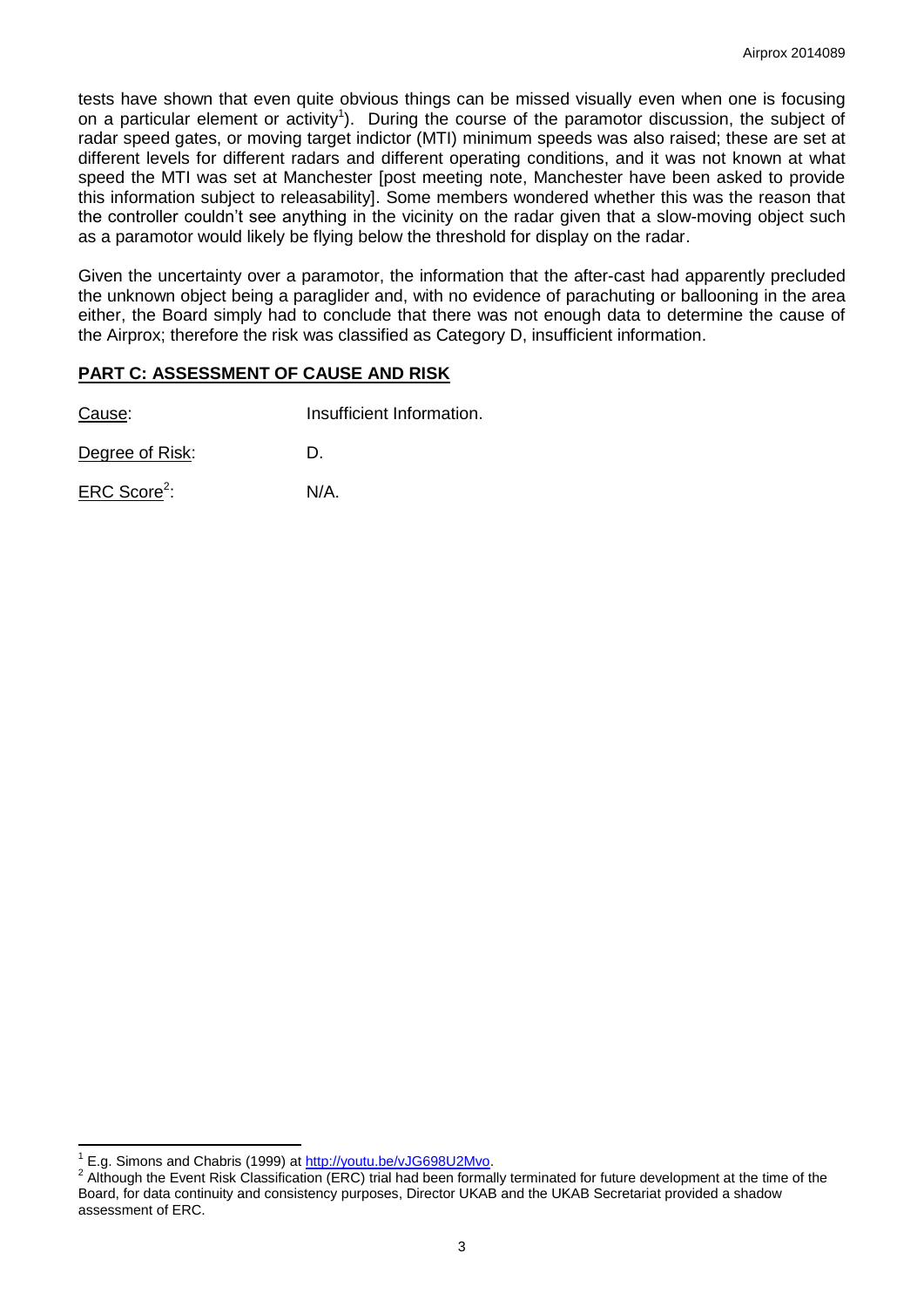tests have shown that even quite obvious things can be missed visually even when one is focusing on a particular element or activity[1]). During the course of the paramotor discussion, the subject of radar speed gates, or moving target indictor (MTI) minimum speeds was also raised; these are set at different levels for different radars and different operating conditions, and it was not known at what speed the MTI was set at Manchester [post meeting note, Manchester have been asked to provide this information subject to releasability]. Some members wondered whether this was the reason that the controller couldn't see anything in the vicinity on the radar given that a slow-moving object such as a paramotor would likely be flying below the threshold for display on the radar.

Given the uncertainty over a paramotor, the information that the after-cast had apparently precluded the unknown object being a paraglider and, with no evidence of parachuting or ballooning in the area either, the Board simply had to conclude that there was not enough data to determine the cause of the Airprox; therefore the risk was classified as Category D, insufficient information.

## PART C: ASSESSMENT OF CAUSE AND RISK

Cause: Insufficient Information.

Degree of Risk: D.

ERC Score[2]: N/A.

---

[1] E.g. Simons and Chabris (1999) at http://youtu.be/vJG698U2Mvo.

[2] Although the Event Risk Classification (ERC) trial had been formally terminated for future development at the time of the Board, for data continuity and consistency purposes, Director UKAB and the UKAB Secretariat provided a shadow assessment of ERC.